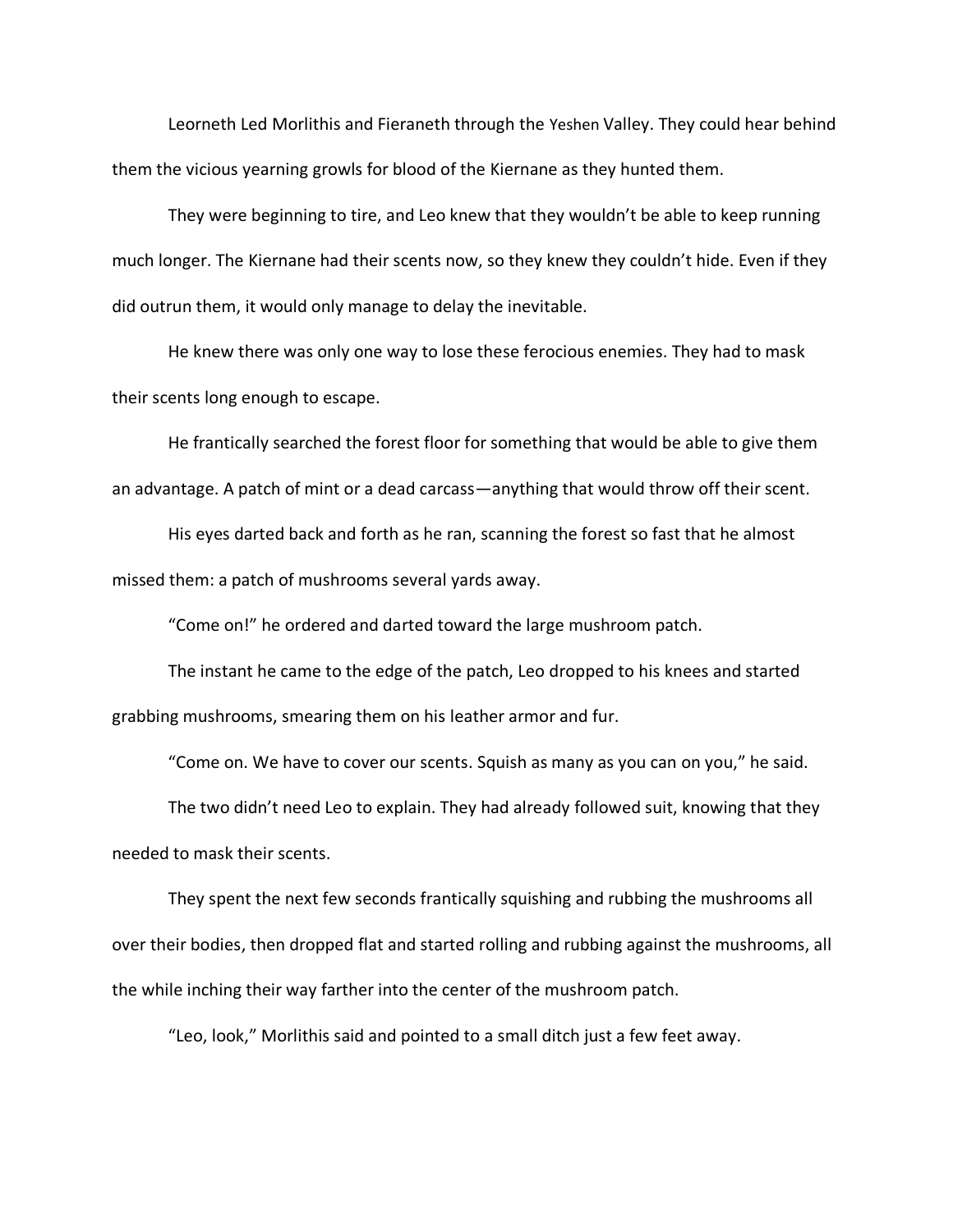Leorneth Led Morlithis and Fieraneth through the Yeshen Valley. They could hear behind them the vicious yearning growls for blood of the Kiernane as they hunted them.

They were beginning to tire, and Leo knew that they wouldn't be able to keep running much longer. The Kiernane had their scents now, so they knew they couldn't hide. Even if they did outrun them, it would only manage to delay the inevitable.

He knew there was only one way to lose these ferocious enemies. They had to mask their scents long enough to escape.

He frantically searched the forest floor for something that would be able to give them an advantage. A patch of mint or a dead carcass—anything that would throw off their scent.

His eyes darted back and forth as he ran, scanning the forest so fast that he almost missed them: a patch of mushrooms several yards away.

"Come on!" he ordered and darted toward the large mushroom patch.

The instant he came to the edge of the patch, Leo dropped to his knees and started grabbing mushrooms, smearing them on his leather armor and fur.

"Come on. We have to cover our scents. Squish as many as you can on you," he said.

The two didn't need Leo to explain. They had already followed suit, knowing that they needed to mask their scents.

They spent the next few seconds frantically squishing and rubbing the mushrooms all over their bodies, then dropped flat and started rolling and rubbing against the mushrooms, all the while inching their way farther into the center of the mushroom patch.

"Leo, look," Morlithis said and pointed to a small ditch just a few feet away.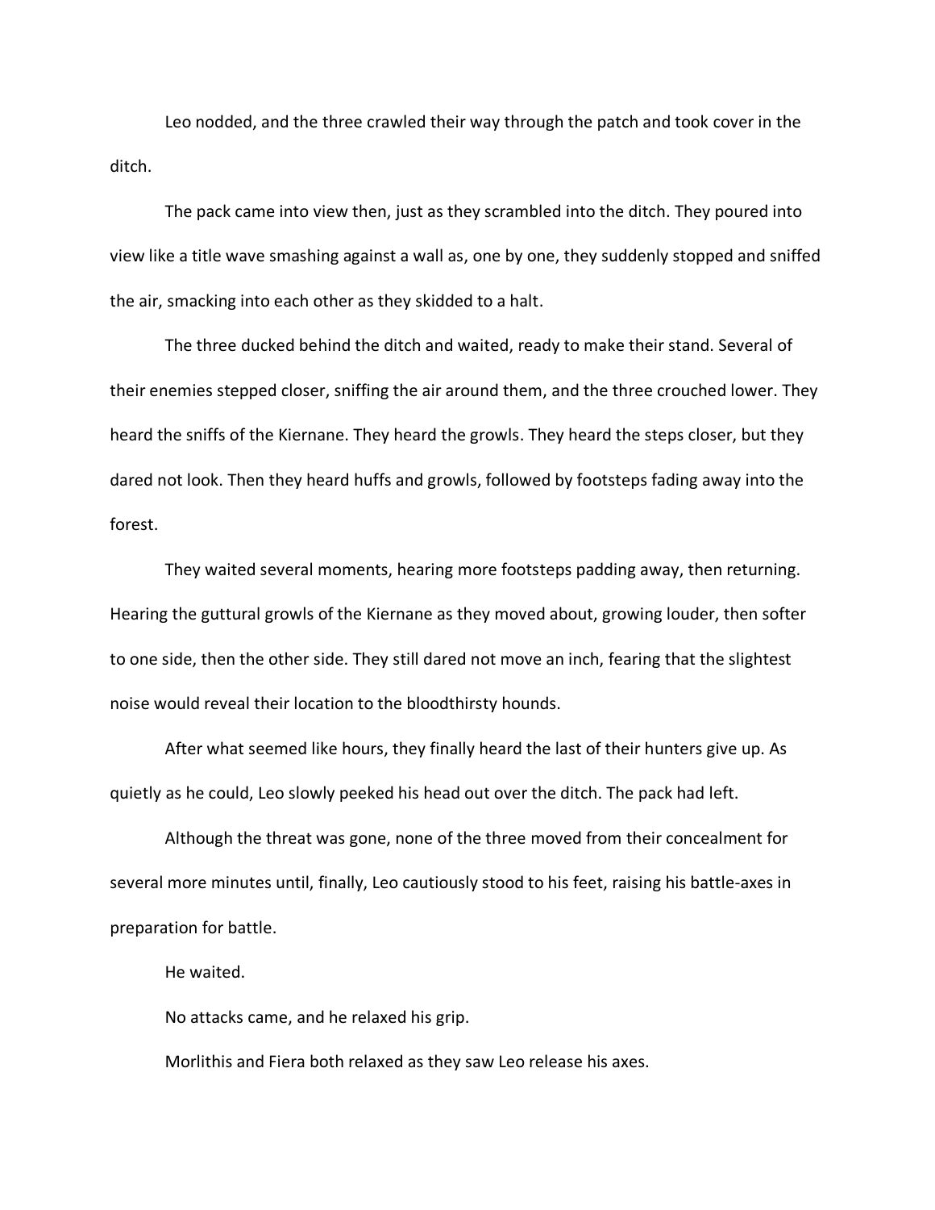Leo nodded, and the three crawled their way through the patch and took cover in the ditch.

The pack came into view then, just as they scrambled into the ditch. They poured into view like a title wave smashing against a wall as, one by one, they suddenly stopped and sniffed the air, smacking into each other as they skidded to a halt.

The three ducked behind the ditch and waited, ready to make their stand. Several of their enemies stepped closer, sniffing the air around them, and the three crouched lower. They heard the sniffs of the Kiernane. They heard the growls. They heard the steps closer, but they dared not look. Then they heard huffs and growls, followed by footsteps fading away into the forest.

They waited several moments, hearing more footsteps padding away, then returning. Hearing the guttural growls of the Kiernane as they moved about, growing louder, then softer to one side, then the other side. They still dared not move an inch, fearing that the slightest noise would reveal their location to the bloodthirsty hounds.

After what seemed like hours, they finally heard the last of their hunters give up. As quietly as he could, Leo slowly peeked his head out over the ditch. The pack had left.

Although the threat was gone, none of the three moved from their concealment for several more minutes until, finally, Leo cautiously stood to his feet, raising his battle-axes in preparation for battle.

He waited.

No attacks came, and he relaxed his grip.

Morlithis and Fiera both relaxed as they saw Leo release his axes.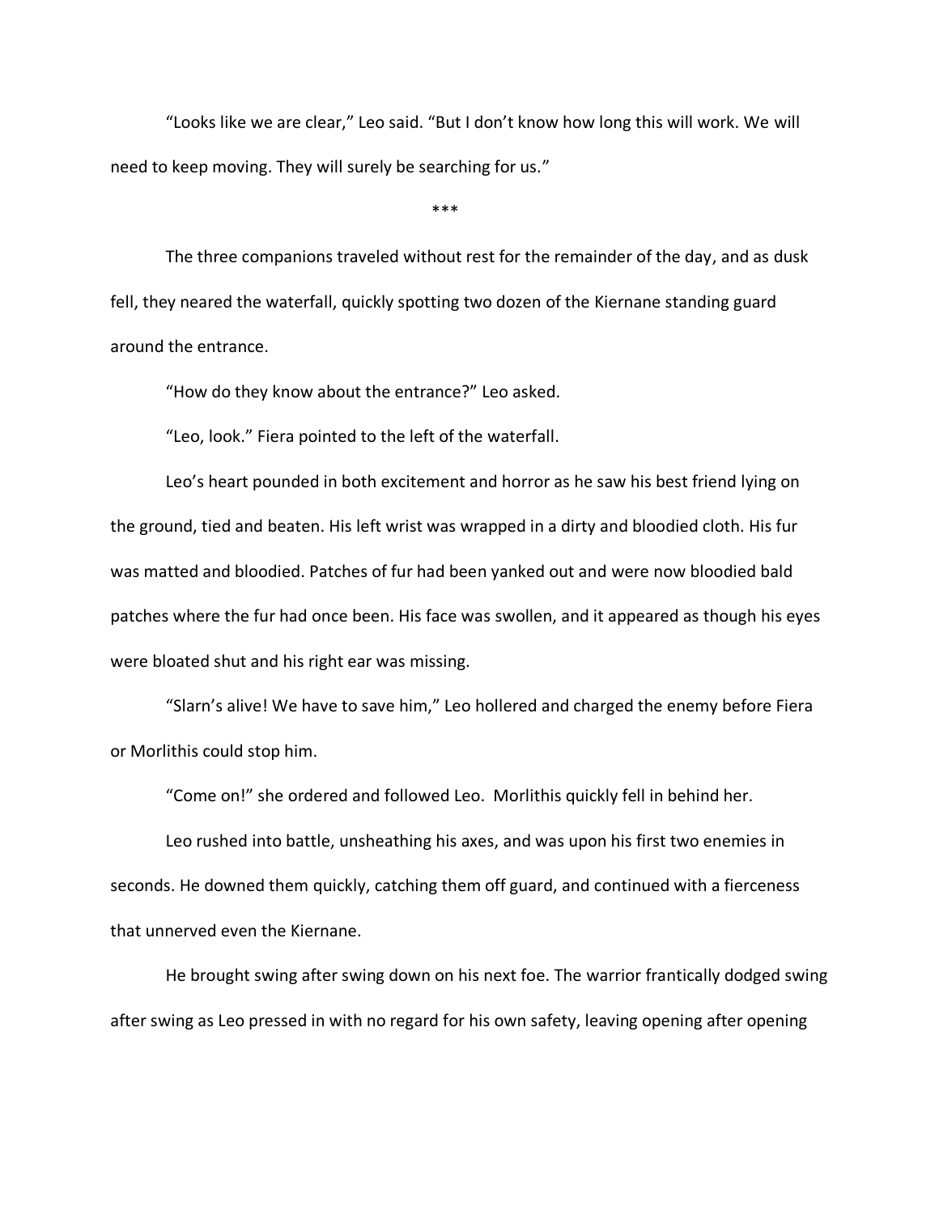"Looks like we are clear," Leo said. "But I don't know how long this will work. We will need to keep moving. They will surely be searching for us."

***

The three companions traveled without rest for the remainder of the day, and as dusk fell, they neared the waterfall, quickly spotting two dozen of the Kiernane standing guard around the entrance.

"How do they know about the entrance?" Leo asked.

"Leo, look." Fiera pointed to the left of the waterfall.

Leo's heart pounded in both excitement and horror as he saw his best friend lying on the ground, tied and beaten. His left wrist was wrapped in a dirty and bloodied cloth. His fur was matted and bloodied. Patches of fur had been yanked out and were now bloodied bald patches where the fur had once been. His face was swollen, and it appeared as though his eyes were bloated shut and his right ear was missing.

"Slarn's alive! We have to save him," Leo hollered and charged the enemy before Fiera or Morlithis could stop him.

"Come on!" she ordered and followed Leo. Morlithis quickly fell in behind her.

Leo rushed into battle, unsheathing his axes, and was upon his first two enemies in seconds. He downed them quickly, catching them off guard, and continued with a fierceness that unnerved even the Kiernane.

He brought swing after swing down on his next foe. The warrior frantically dodged swing after swing as Leo pressed in with no regard for his own safety, leaving opening after opening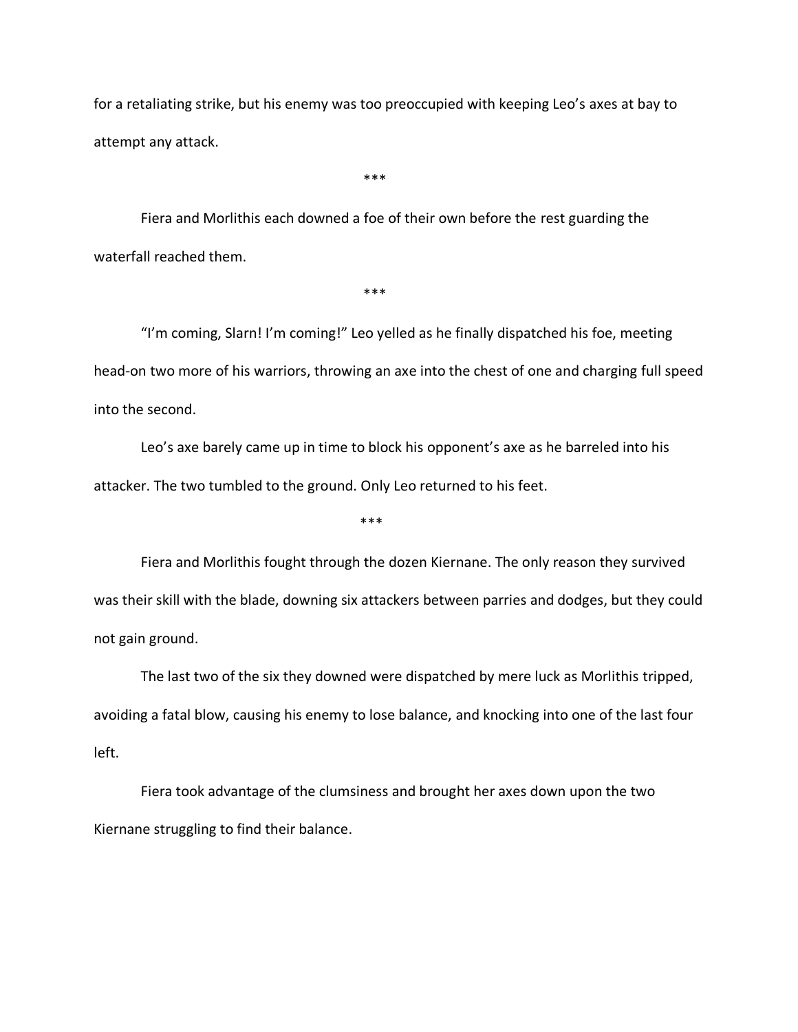for a retaliating strike, but his enemy was too preoccupied with keeping Leo's axes at bay to attempt any attack.

***

Fiera and Morlithis each downed a foe of their own before the rest guarding the waterfall reached them.

***

"I'm coming, Slarn! I'm coming!" Leo yelled as he finally dispatched his foe, meeting head-on two more of his warriors, throwing an axe into the chest of one and charging full speed into the second.

Leo's axe barely came up in time to block his opponent's axe as he barreled into his attacker. The two tumbled to the ground. Only Leo returned to his feet.

***

Fiera and Morlithis fought through the dozen Kiernane. The only reason they survived was their skill with the blade, downing six attackers between parries and dodges, but they could not gain ground.

The last two of the six they downed were dispatched by mere luck as Morlithis tripped, avoiding a fatal blow, causing his enemy to lose balance, and knocking into one of the last four left.

Fiera took advantage of the clumsiness and brought her axes down upon the two Kiernane struggling to find their balance.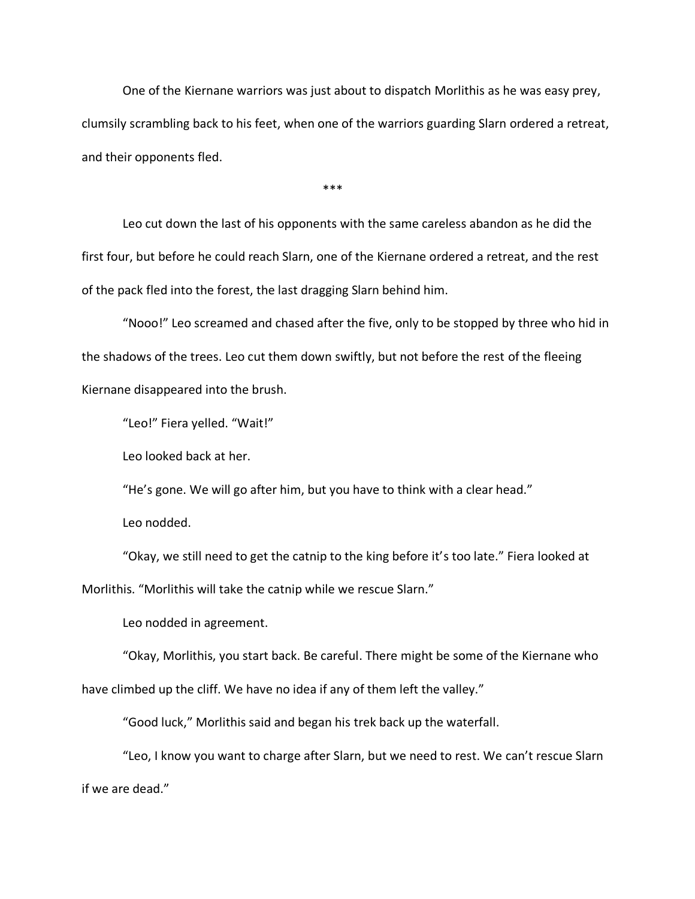One of the Kiernane warriors was just about to dispatch Morlithis as he was easy prey, clumsily scrambling back to his feet, when one of the warriors guarding Slarn ordered a retreat, and their opponents fled.

***

Leo cut down the last of his opponents with the same careless abandon as he did the first four, but before he could reach Slarn, one of the Kiernane ordered a retreat, and the rest of the pack fled into the forest, the last dragging Slarn behind him.

"Nooo!" Leo screamed and chased after the five, only to be stopped by three who hid in the shadows of the trees. Leo cut them down swiftly, but not before the rest of the fleeing Kiernane disappeared into the brush.

"Leo!" Fiera yelled. "Wait!"

Leo looked back at her.

"He's gone. We will go after him, but you have to think with a clear head."

Leo nodded.

"Okay, we still need to get the catnip to the king before it's too late." Fiera looked at Morlithis. "Morlithis will take the catnip while we rescue Slarn."

Leo nodded in agreement.

"Okay, Morlithis, you start back. Be careful. There might be some of the Kiernane who have climbed up the cliff. We have no idea if any of them left the valley."

"Good luck," Morlithis said and began his trek back up the waterfall.

"Leo, I know you want to charge after Slarn, but we need to rest. We can't rescue Slarn if we are dead."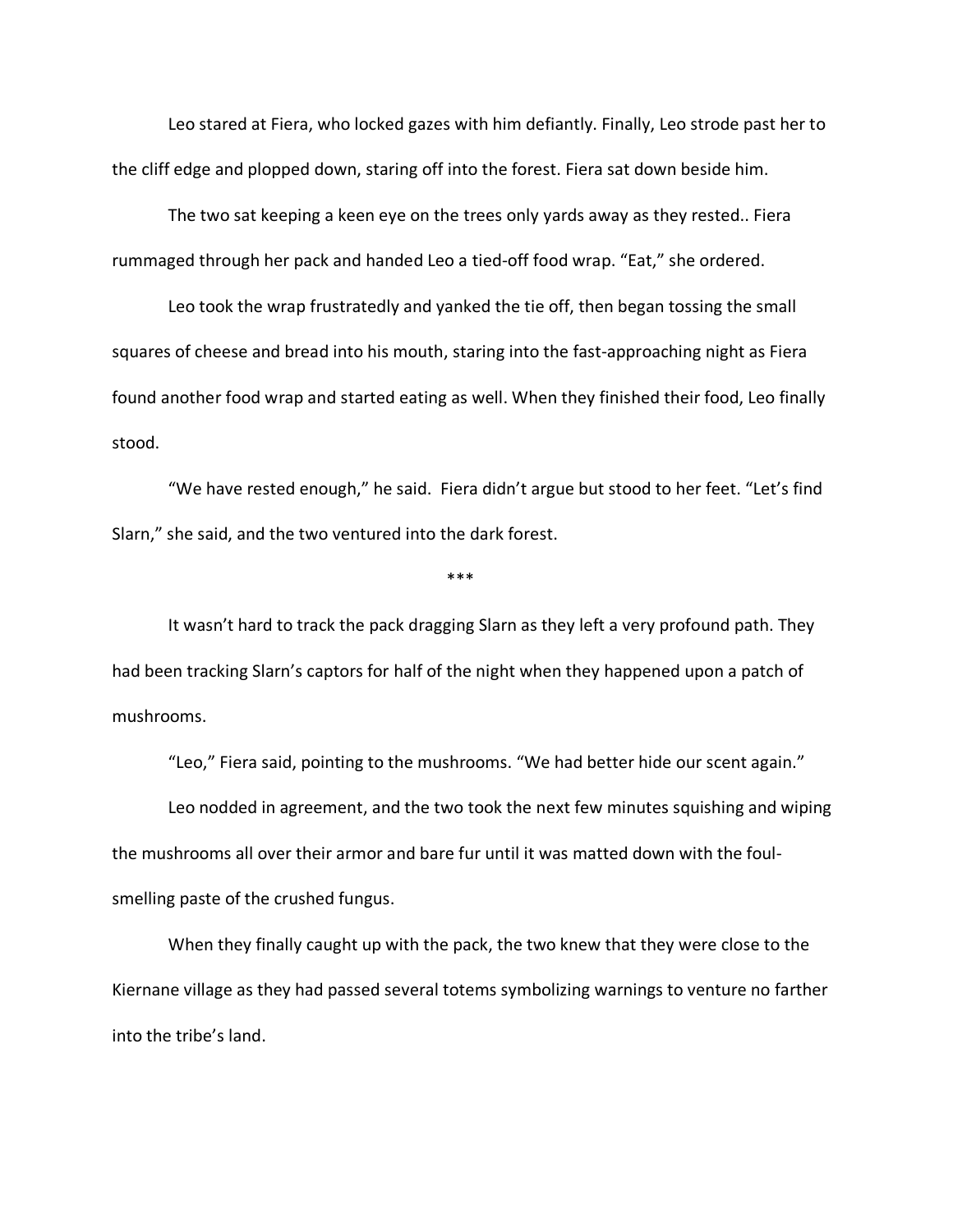Leo stared at Fiera, who locked gazes with him defiantly. Finally, Leo strode past her to the cliff edge and plopped down, staring off into the forest. Fiera sat down beside him.

The two sat keeping a keen eye on the trees only yards away as they rested.. Fiera rummaged through her pack and handed Leo a tied-off food wrap. “Eat,” she ordered.

Leo took the wrap frustratedly and yanked the tie off, then began tossing the small squares of cheese and bread into his mouth, staring into the fast-approaching night as Fiera found another food wrap and started eating as well. When they finished their food, Leo finally stood.

“We have rested enough,” he said. Fiera didn’t argue but stood to her feet. “Let’s find Slarn,” she said, and the two ventured into the dark forest.

***

It wasn’t hard to track the pack dragging Slarn as they left a very profound path. They had been tracking Slarn’s captors for half of the night when they happened upon a patch of mushrooms.

“Leo,” Fiera said, pointing to the mushrooms. “We had better hide our scent again.”

Leo nodded in agreement, and the two took the next few minutes squishing and wiping the mushrooms all over their armor and bare fur until it was matted down with the foul-smelling paste of the crushed fungus.

When they finally caught up with the pack, the two knew that they were close to the Kiernane village as they had passed several totems symbolizing warnings to venture no farther into the tribe’s land.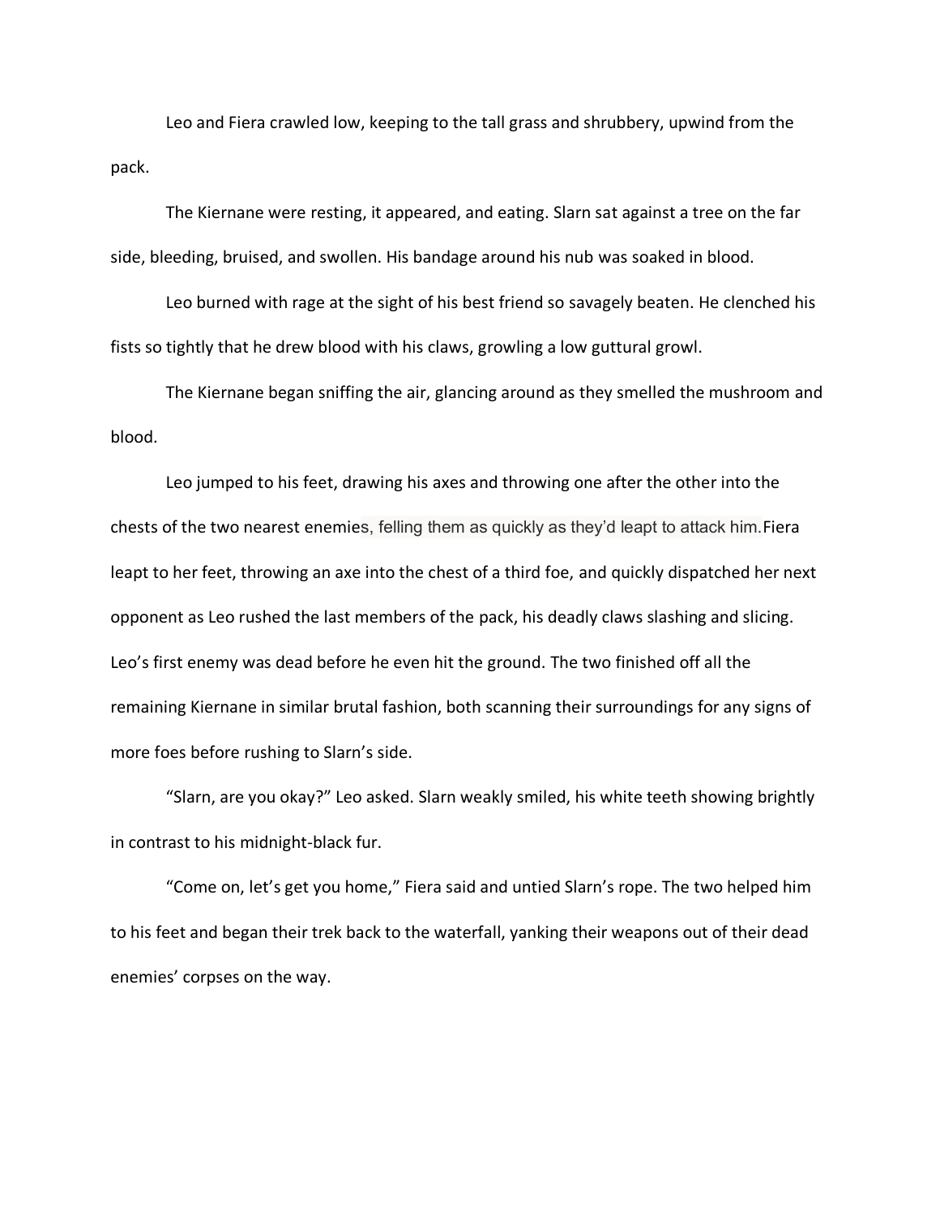Leo and Fiera crawled low, keeping to the tall grass and shrubbery, upwind from the pack.

The Kiernane were resting, it appeared, and eating. Slarn sat against a tree on the far side, bleeding, bruised, and swollen. His bandage around his nub was soaked in blood.

Leo burned with rage at the sight of his best friend so savagely beaten. He clenched his fists so tightly that he drew blood with his claws, growling a low guttural growl.

The Kiernane began sniffing the air, glancing around as they smelled the mushroom and blood.

Leo jumped to his feet, drawing his axes and throwing one after the other into the chests of the two nearest enemies, felling them as quickly as they'd leapt to attack him.Fiera leapt to her feet, throwing an axe into the chest of a third foe, and quickly dispatched her next opponent as Leo rushed the last members of the pack, his deadly claws slashing and slicing. Leo's first enemy was dead before he even hit the ground. The two finished off all the remaining Kiernane in similar brutal fashion, both scanning their surroundings for any signs of more foes before rushing to Slarn's side.

"Slarn, are you okay?" Leo asked. Slarn weakly smiled, his white teeth showing brightly in contrast to his midnight-black fur.

"Come on, let's get you home," Fiera said and untied Slarn's rope. The two helped him to his feet and began their trek back to the waterfall, yanking their weapons out of their dead enemies' corpses on the way.